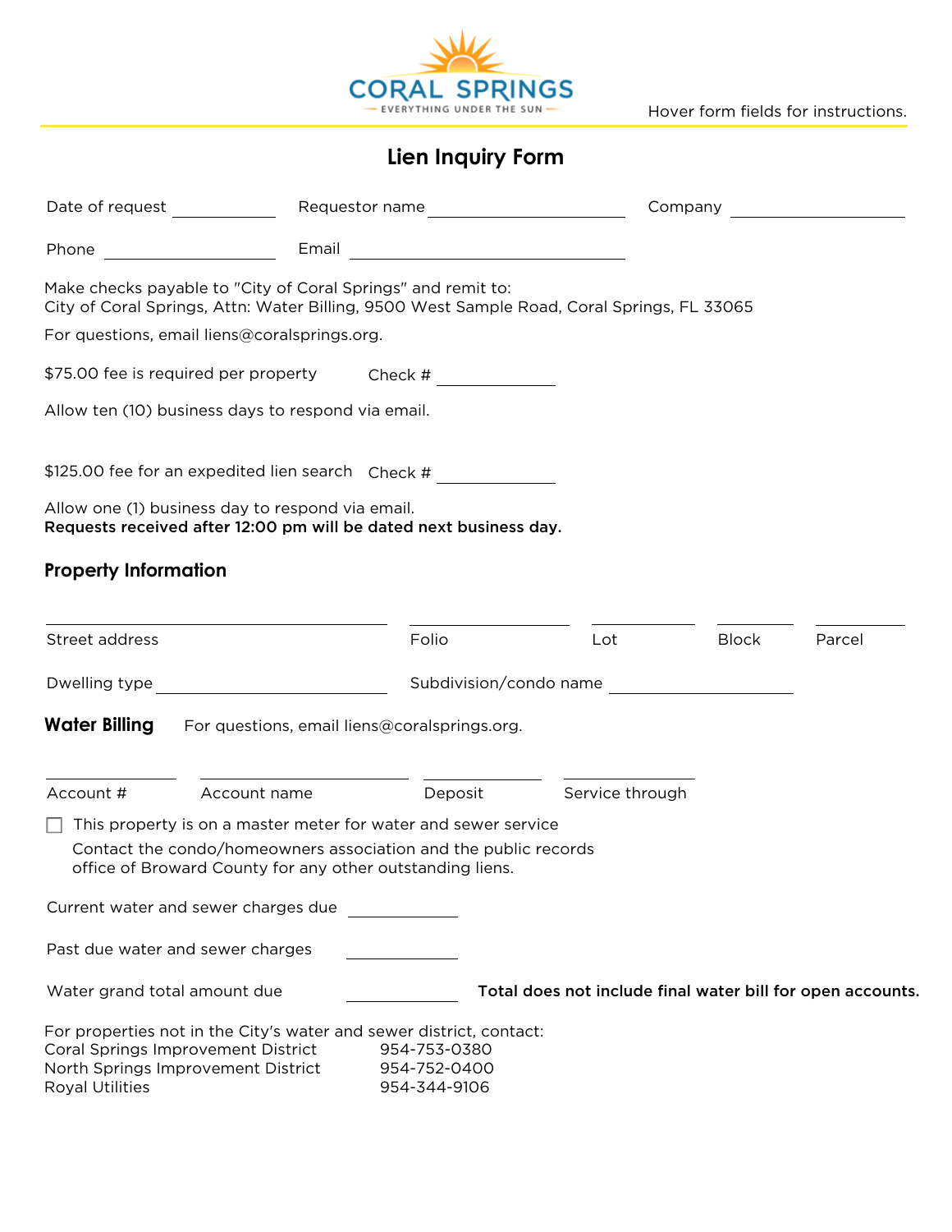CORAL SPRINGS
EVERYTHING UNDER THE SUN

Hover form fields for instructions.

# Lien Inquiry Form

Date of request ____________ Requestor name ____________________ Company ____________________

Phone ____________________ Email ____________________

Make checks payable to "City of Coral Springs" and remit to:
City of Coral Springs, Attn: Water Billing, 9500 West Sample Road, Coral Springs, FL 33065

For questions, email liens@coralsprings.org.

$75.00 fee is required per property Check # ____________

Allow ten (10) business days to respond via email.

$125.00 fee for an expedited lien search Check # ____________

Allow one (1) business day to respond via email.
**Requests received after 12:00 pm will be dated next business day.**

## Property Information

| Street address | Folio | Lot | Block | Parcel |
|---|---|---|---|---|
| | | | | |

Dwelling type ____________________ Subdivision/condo name ____________________

## Water Billing

For questions, email liens@coralsprings.org.

| Account # | Account name | Deposit | Service through |
|---|---|---|---|
| | | | |

☐ This property is on a master meter for water and sewer service

Contact the condo/homeowners association and the public records office of Broward County for any other outstanding liens.

Current water and sewer charges due ____________

Past due water and sewer charges ____________

Water grand total amount due ____________ **Total does not include final water bill for open accounts.**

For properties not in the City's water and sewer district, contact:

| | |
|---|---|
| Coral Springs Improvement District | 954-753-0380 |
| North Springs Improvement District | 954-752-0400 |
| Royal Utilities | 954-344-9106 |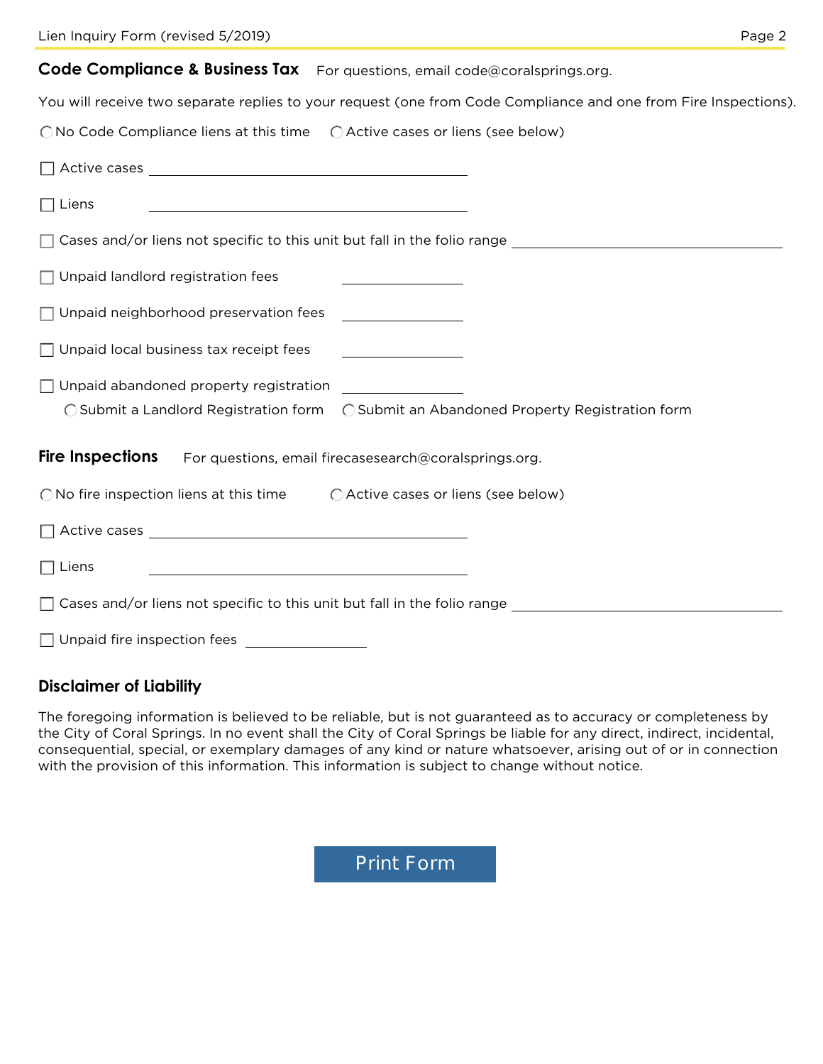## Code Compliance & Business Tax

For questions, email code@coralsprings.org.

You will receive two separate replies to your request (one from Code Compliance and one from Fire Inspections).

- ◯ No Code Compliance liens at this time
- ◯ Active cases or liens (see below)

- ☐ Active cases \_\_\_\_\_\_\_\_\_\_\_\_\_\_\_\_\_\_\_\_
- ☐ Liens \_\_\_\_\_\_\_\_\_\_\_\_\_\_\_\_\_\_\_\_
- ☐ Cases and/or liens not specific to this unit but fall in the folio range \_\_\_\_\_\_\_\_\_\_\_\_\_\_\_\_\_\_\_\_
- ☐ Unpaid landlord registration fees \_\_\_\_\_\_\_\_\_\_
- ☐ Unpaid neighborhood preservation fees \_\_\_\_\_\_\_\_\_\_
- ☐ Unpaid local business tax receipt fees \_\_\_\_\_\_\_\_\_\_
- ☐ Unpaid abandoned property registration \_\_\_\_\_\_\_\_\_\_
  - ◯ Submit a Landlord Registration form
  - ◯ Submit an Abandoned Property Registration form

## Fire Inspections

For questions, email firecasesearch@coralsprings.org.

- ◯ No fire inspection liens at this time
- ◯ Active cases or liens (see below)

- ☐ Active cases \_\_\_\_\_\_\_\_\_\_\_\_\_\_\_\_\_\_\_\_
- ☐ Liens \_\_\_\_\_\_\_\_\_\_\_\_\_\_\_\_\_\_\_\_
- ☐ Cases and/or liens not specific to this unit but fall in the folio range \_\_\_\_\_\_\_\_\_\_\_\_\_\_\_\_\_\_\_\_
- ☐ Unpaid fire inspection fees \_\_\_\_\_\_\_\_\_\_

## Disclaimer of Liability

The foregoing information is believed to be reliable, but is not guaranteed as to accuracy or completeness by the City of Coral Springs. In no event shall the City of Coral Springs be liable for any direct, indirect, incidental, consequential, special, or exemplary damages of any kind or nature whatsoever, arising out of or in connection with the provision of this information. This information is subject to change without notice.

Print Form